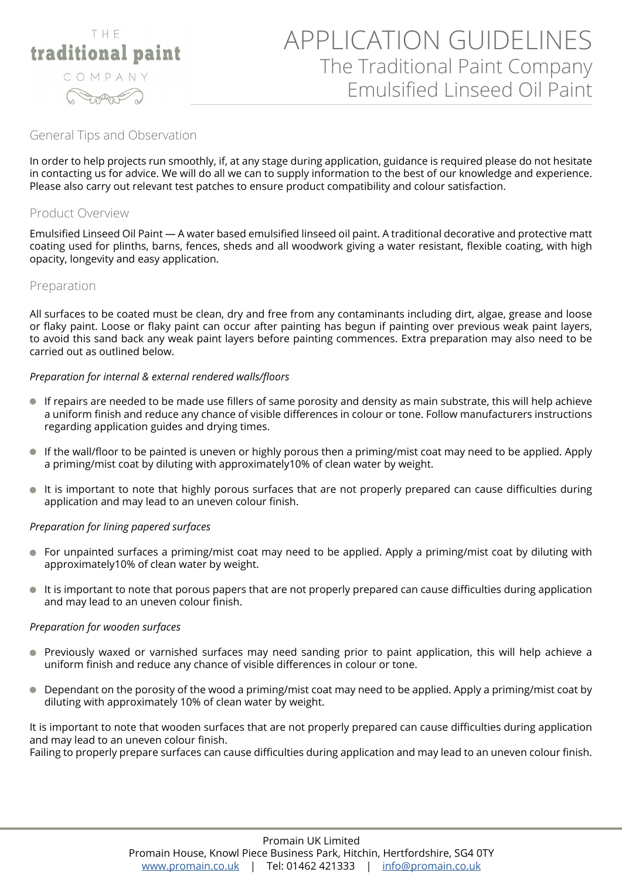THE **traditional paint** COMPANY

# APPLICATION GUIDELINES

## The Traditional Paint Company
## Emulsified Linseed Oil Paint

### General Tips and Observation

In order to help projects run smoothly, if, at any stage during application, guidance is required please do not hesitate in contacting us for advice. We will do all we can to supply information to the best of our knowledge and experience. Please also carry out relevant test patches to ensure product compatibility and colour satisfaction.

### Product Overview

Emulsified Linseed Oil Paint — A water based emulsified linseed oil paint. A traditional decorative and protective matt coating used for plinths, barns, fences, sheds and all woodwork giving a water resistant, flexible coating, with high opacity, longevity and easy application.

### Preparation

All surfaces to be coated must be clean, dry and free from any contaminants including dirt, algae, grease and loose or flaky paint. Loose or flaky paint can occur after painting has begun if painting over previous weak paint layers, to avoid this sand back any weak paint layers before painting commences. Extra preparation may also need to be carried out as outlined below.

*Preparation for internal & external rendered walls/floors*

- If repairs are needed to be made use fillers of same porosity and density as main substrate, this will help achieve a uniform finish and reduce any chance of visible differences in colour or tone. Follow manufacturers instructions regarding application guides and drying times.
- If the wall/floor to be painted is uneven or highly porous then a priming/mist coat may need to be applied. Apply a priming/mist coat by diluting with approximately10% of clean water by weight.
- It is important to note that highly porous surfaces that are not properly prepared can cause difficulties during application and may lead to an uneven colour finish.

*Preparation for lining papered surfaces*

- For unpainted surfaces a priming/mist coat may need to be applied. Apply a priming/mist coat by diluting with approximately10% of clean water by weight.
- It is important to note that porous papers that are not properly prepared can cause difficulties during application and may lead to an uneven colour finish.

*Preparation for wooden surfaces*

- Previously waxed or varnished surfaces may need sanding prior to paint application, this will help achieve a uniform finish and reduce any chance of visible differences in colour or tone.
- Dependant on the porosity of the wood a priming/mist coat may need to be applied. Apply a priming/mist coat by diluting with approximately 10% of clean water by weight.

It is important to note that wooden surfaces that are not properly prepared can cause difficulties during application and may lead to an uneven colour finish.
Failing to properly prepare surfaces can cause difficulties during application and may lead to an uneven colour finish.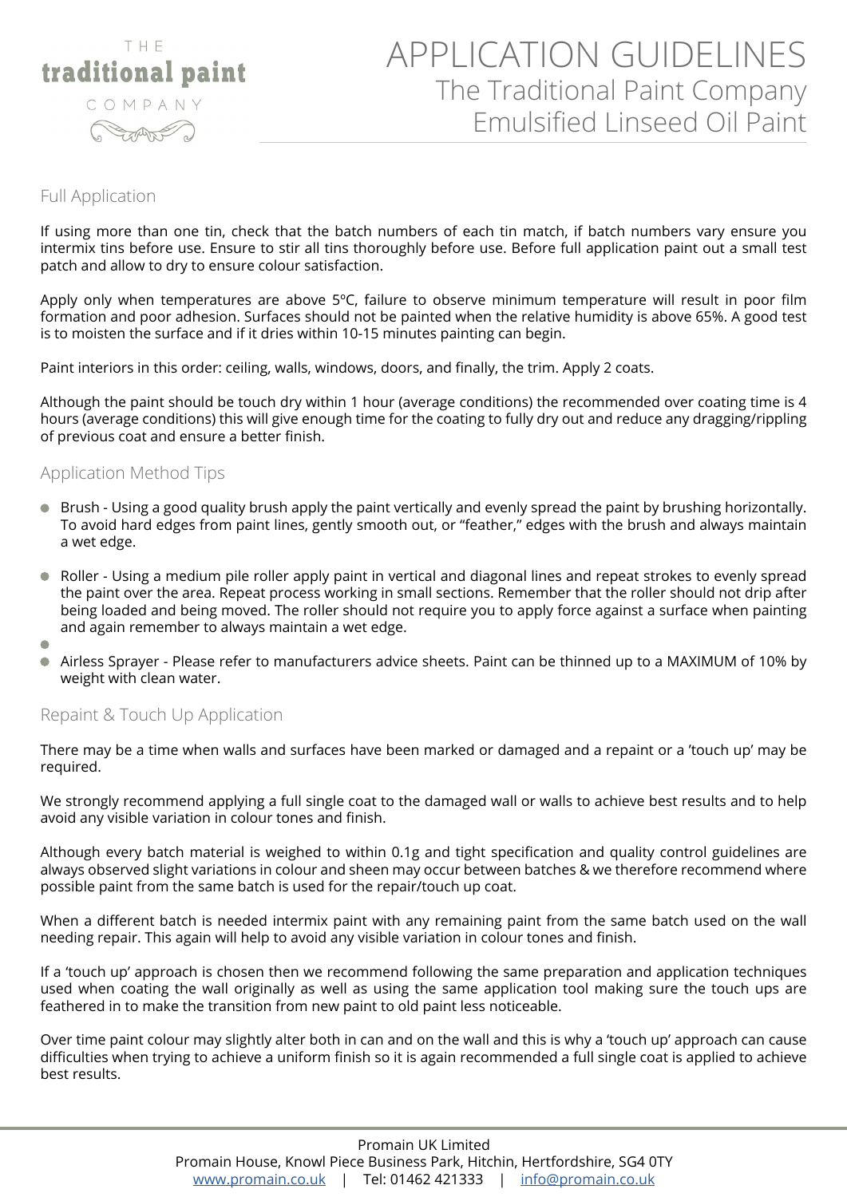# APPLICATION GUIDELINES
## The Traditional Paint Company
## Emulsified Linseed Oil Paint

### Full Application

If using more than one tin, check that the batch numbers of each tin match, if batch numbers vary ensure you intermix tins before use. Ensure to stir all tins thoroughly before use. Before full application paint out a small test patch and allow to dry to ensure colour satisfaction.

Apply only when temperatures are above 5ºC, failure to observe minimum temperature will result in poor film formation and poor adhesion. Surfaces should not be painted when the relative humidity is above 65%. A good test is to moisten the surface and if it dries within 10-15 minutes painting can begin.

Paint interiors in this order: ceiling, walls, windows, doors, and finally, the trim. Apply 2 coats.

Although the paint should be touch dry within 1 hour (average conditions) the recommended over coating time is 4 hours (average conditions) this will give enough time for the coating to fully dry out and reduce any dragging/rippling of previous coat and ensure a better finish.

### Application Method Tips

- Brush - Using a good quality brush apply the paint vertically and evenly spread the paint by brushing horizontally. To avoid hard edges from paint lines, gently smooth out, or “feather,” edges with the brush and always maintain a wet edge.
- Roller - Using a medium pile roller apply paint in vertical and diagonal lines and repeat strokes to evenly spread the paint over the area. Repeat process working in small sections. Remember that the roller should not drip after being loaded and being moved. The roller should not require you to apply force against a surface when painting and again remember to always maintain a wet edge.
- Airless Sprayer - Please refer to manufacturers advice sheets. Paint can be thinned up to a MAXIMUM of 10% by weight with clean water.

### Repaint & Touch Up Application

There may be a time when walls and surfaces have been marked or damaged and a repaint or a ’touch up’ may be required.

We strongly recommend applying a full single coat to the damaged wall or walls to achieve best results and to help avoid any visible variation in colour tones and finish.

Although every batch material is weighed to within 0.1g and tight specification and quality control guidelines are always observed slight variations in colour and sheen may occur between batches & we therefore recommend where possible paint from the same batch is used for the repair/touch up coat.

When a different batch is needed intermix paint with any remaining paint from the same batch used on the wall needing repair. This again will help to avoid any visible variation in colour tones and finish.

If a ‘touch up’ approach is chosen then we recommend following the same preparation and application techniques used when coating the wall originally as well as using the same application tool making sure the touch ups are feathered in to make the transition from new paint to old paint less noticeable.

Over time paint colour may slightly alter both in can and on the wall and this is why a ‘touch up’ approach can cause difficulties when trying to achieve a uniform finish so it is again recommended a full single coat is applied to achieve best results.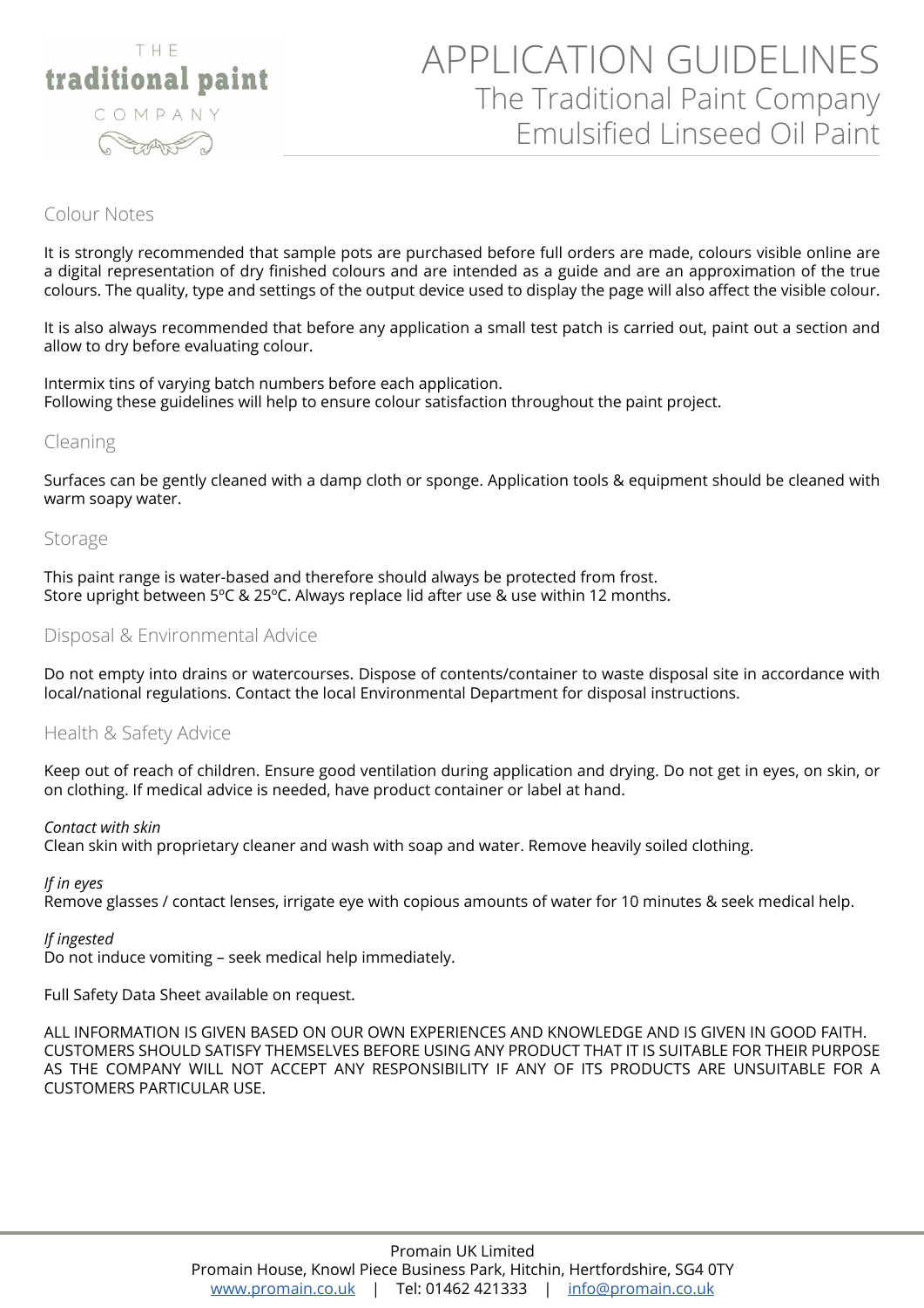# APPLICATION GUIDELINES

## The Traditional Paint Company Emulsified Linseed Oil Paint

### Colour Notes

It is strongly recommended that sample pots are purchased before full orders are made, colours visible online are a digital representation of dry finished colours and are intended as a guide and are an approximation of the true colours. The quality, type and settings of the output device used to display the page will also affect the visible colour.

It is also always recommended that before any application a small test patch is carried out, paint out a section and allow to dry before evaluating colour.

Intermix tins of varying batch numbers before each application.
Following these guidelines will help to ensure colour satisfaction throughout the paint project.

### Cleaning

Surfaces can be gently cleaned with a damp cloth or sponge. Application tools & equipment should be cleaned with warm soapy water.

### Storage

This paint range is water-based and therefore should always be protected from frost.
Store upright between 5ºC & 25ºC. Always replace lid after use & use within 12 months.

### Disposal & Environmental Advice

Do not empty into drains or watercourses. Dispose of contents/container to waste disposal site in accordance with local/national regulations. Contact the local Environmental Department for disposal instructions.

### Health & Safety Advice

Keep out of reach of children. Ensure good ventilation during application and drying. Do not get in eyes, on skin, or on clothing. If medical advice is needed, have product container or label at hand.

*Contact with skin*
Clean skin with proprietary cleaner and wash with soap and water. Remove heavily soiled clothing.

*If in eyes*
Remove glasses / contact lenses, irrigate eye with copious amounts of water for 10 minutes & seek medical help.

*If ingested*
Do not induce vomiting – seek medical help immediately.

Full Safety Data Sheet available on request.

ALL INFORMATION IS GIVEN BASED ON OUR OWN EXPERIENCES AND KNOWLEDGE AND IS GIVEN IN GOOD FAITH. CUSTOMERS SHOULD SATISFY THEMSELVES BEFORE USING ANY PRODUCT THAT IT IS SUITABLE FOR THEIR PURPOSE AS THE COMPANY WILL NOT ACCEPT ANY RESPONSIBILITY IF ANY OF ITS PRODUCTS ARE UNSUITABLE FOR A CUSTOMERS PARTICULAR USE.